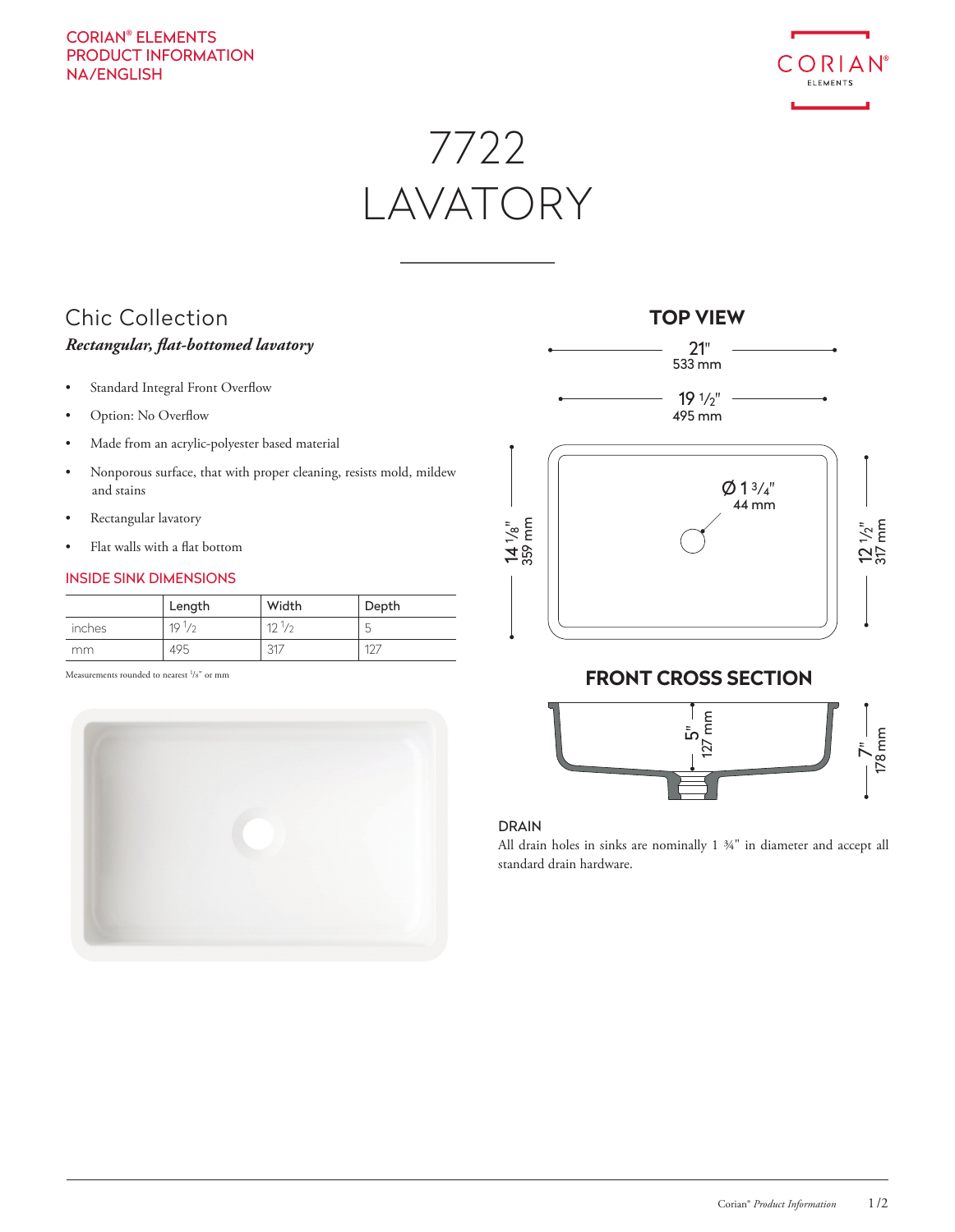CORIAN® ELEMENTS
PRODUCT INFORMATION
NA/ENGLISH

# 7722 LAVATORY

## Chic Collection

***Rectangular, flat-bottomed lavatory***

- Standard Integral Front Overflow
- Option: No Overflow
- Made from an acrylic-polyester based material
- Nonporous surface, that with proper cleaning, resists mold, mildew and stains
- Rectangular lavatory
- Flat walls with a flat bottom

### INSIDE SINK DIMENSIONS

| | Length | Width | Depth |
|---|---|---|---|
| inches | 19 1/2 | 12 1/2 | 5 |
| mm | 495 | 317 | 127 |

Measurements rounded to nearest 1/8" or mm

### TOP VIEW

21" 533 mm

19 1/2" 495 mm

14 1/8" 359 mm

12 1/2" 317 mm

Ø 1 3/4" 44 mm

### FRONT CROSS SECTION

5" 127 mm

7" 178 mm

### DRAIN

All drain holes in sinks are nominally 1 ¾" in diameter and accept all standard drain hardware.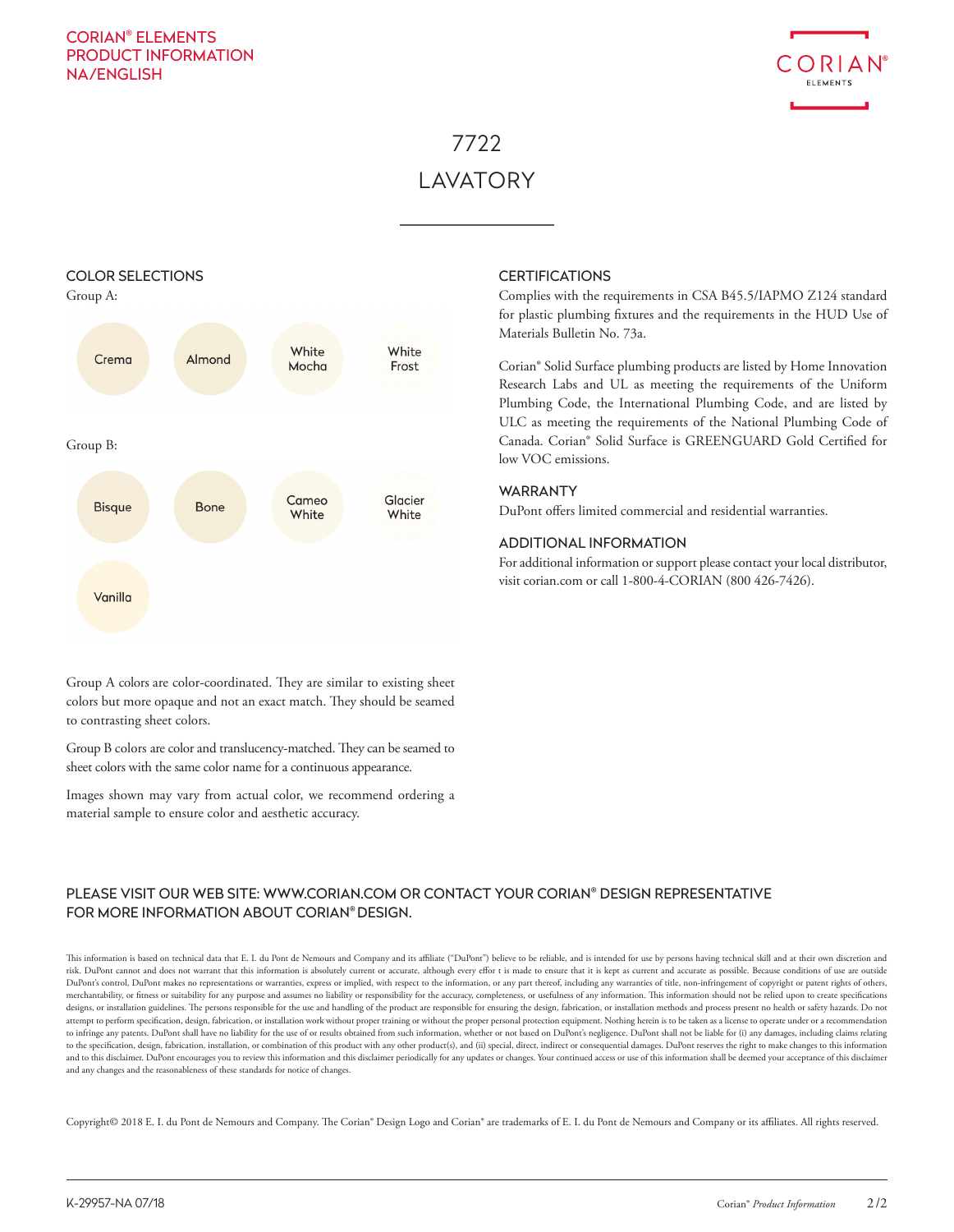CORIAN® ELEMENTS
PRODUCT INFORMATION
NA/ENGLISH

# 7722
# LAVATORY

## COLOR SELECTIONS

Group A:

Crema
Almond
White Mocha
White Frost

Group B:

Bisque
Bone
Cameo White
Glacier White
Vanilla

Group A colors are color-coordinated. They are similar to existing sheet colors but more opaque and not an exact match. They should be seamed to contrasting sheet colors.

Group B colors are color and translucency-matched. They can be seamed to sheet colors with the same color name for a continuous appearance.

Images shown may vary from actual color, we recommend ordering a material sample to ensure color and aesthetic accuracy.

## CERTIFICATIONS

Complies with the requirements in CSA B45.5/IAPMO Z124 standard for plastic plumbing fixtures and the requirements in the HUD Use of Materials Bulletin No. 73a.

Corian® Solid Surface plumbing products are listed by Home Innovation Research Labs and UL as meeting the requirements of the Uniform Plumbing Code, the International Plumbing Code, and are listed by ULC as meeting the requirements of the National Plumbing Code of Canada. Corian® Solid Surface is GREENGUARD Gold Certified for low VOC emissions.

## WARRANTY

DuPont offers limited commercial and residential warranties.

## ADDITIONAL INFORMATION

For additional information or support please contact your local distributor, visit corian.com or call 1-800-4-CORIAN (800 426-7426).

## PLEASE VISIT OUR WEB SITE: WWW.CORIAN.COM OR CONTACT YOUR CORIAN® DESIGN REPRESENTATIVE FOR MORE INFORMATION ABOUT CORIAN® DESIGN.

This information is based on technical data that E. I. du Pont de Nemours and Company and its affiliate ("DuPont") believe to be reliable, and is intended for use by persons having technical skill and at their own discretion and risk. DuPont cannot and does not warrant that this information is absolutely current or accurate, although every effor t is made to ensure that it is kept as current and accurate as possible. Because conditions of use are outside DuPont's control, DuPont makes no representations or warranties, express or implied, with respect to the information, or any part thereof, including any warranties of title, non-infringement of copyright or patent rights of others, merchantability, or fitness or suitability for any purpose and assumes no liability or responsibility for the accuracy, completeness, or usefulness of any information. This information should not be relied upon to create specifications designs, or installation guidelines. The persons responsible for the use and handling of the product are responsible for ensuring the design, fabrication, or installation methods and process present no health or safety hazards. Do not attempt to perform specification, design, fabrication, or installation work without proper training or without the proper personal protection equipment. Nothing herein is to be taken as a license to operate under or a recommendation to infringe any patents. DuPont shall have no liability for the use of or results obtained from such information, whether or not based on DuPont's negligence. DuPont shall not be liable for (i) any damages, including claims relating to the specification, design, fabrication, installation, or combination of this product with any other product(s), and (ii) special, direct, indirect or consequential damages. DuPont reserves the right to make changes to this information and to this disclaimer. DuPont encourages you to review this information and this disclaimer periodically for any updates or changes. Your continued access or use of this information shall be deemed your acceptance of this disclaimer and any changes and the reasonableness of these standards for notice of changes.

Copyright© 2018 E. I. du Pont de Nemours and Company. The Corian® Design Logo and Corian® are trademarks of E. I. du Pont de Nemours and Company or its affiliates. All rights reserved.

K-29957-NA 07/18